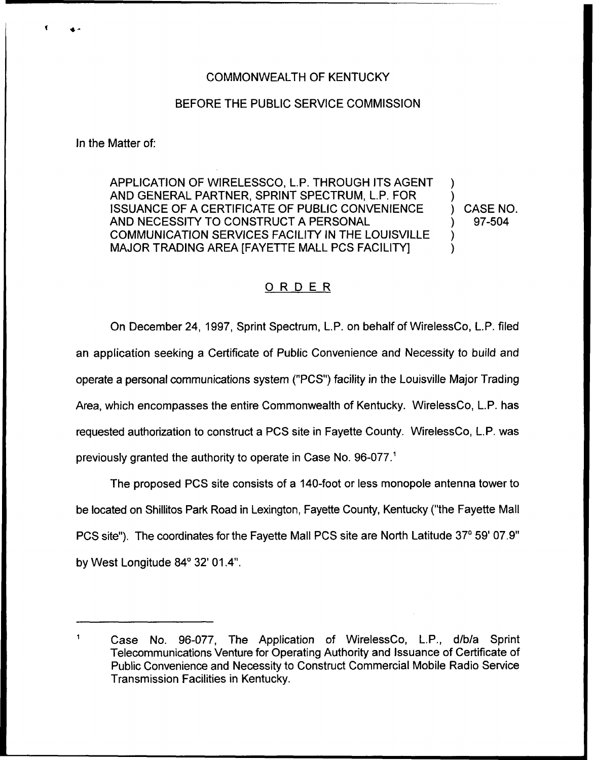COMMONWEALTH OF KENTUCKY

BEFORE THE PUBLIC SERVICE COMMISSION

In the Matter of:

APPLICATION OF WIRELESSCO, L.P. THROUGH ITS AGENT AND GENERAL PARTNER, SPRINT SPECTRUM, L.P. FOR ISSUANCE OF A CERTIFICATE OF PUBLIC CONVENIENCE AND NECESSITY TO CONSTRUCT A PERSONAL COMMUNICATION SERVICES FACILITY IN THE LOUISVILLE MAJOR TRADING AREA [FAYETTE MALL PCS FACILITY] ) CASE NO. 97-504

## ORDER

On December 24, 1997, Sprint Spectrum, L.P. on behalf of WirelessCo, L.P. filed an application seeking a Certificate of Public Convenience and Necessity to build and operate a personal communications system ("PCS") facility in the Louisville Major Trading Area, which encompasses the entire Commonwealth of Kentucky. WirelessCo, L.P. has requested authorization to construct a PCS site in Fayette County. WirelessCo, L.P. was previously granted the authority to operate in Case No. 96-077.[1]

The proposed PCS site consists of a 140-foot or less monopole antenna tower to be located on Shillitos Park Road in Lexington, Fayette County, Kentucky ("the Fayette Mall PCS site"). The coordinates for the Fayette Mall PCS site are North Latitude 37° 59' 07.9" by West Longitude 84° 32' 01.4".

[1] Case No. 96-077, The Application of WirelessCo, L.P., d/b/a Sprint Telecommunications Venture for Operating Authority and Issuance of Certificate of Public Convenience and Necessity to Construct Commercial Mobile Radio Service Transmission Facilities in Kentucky.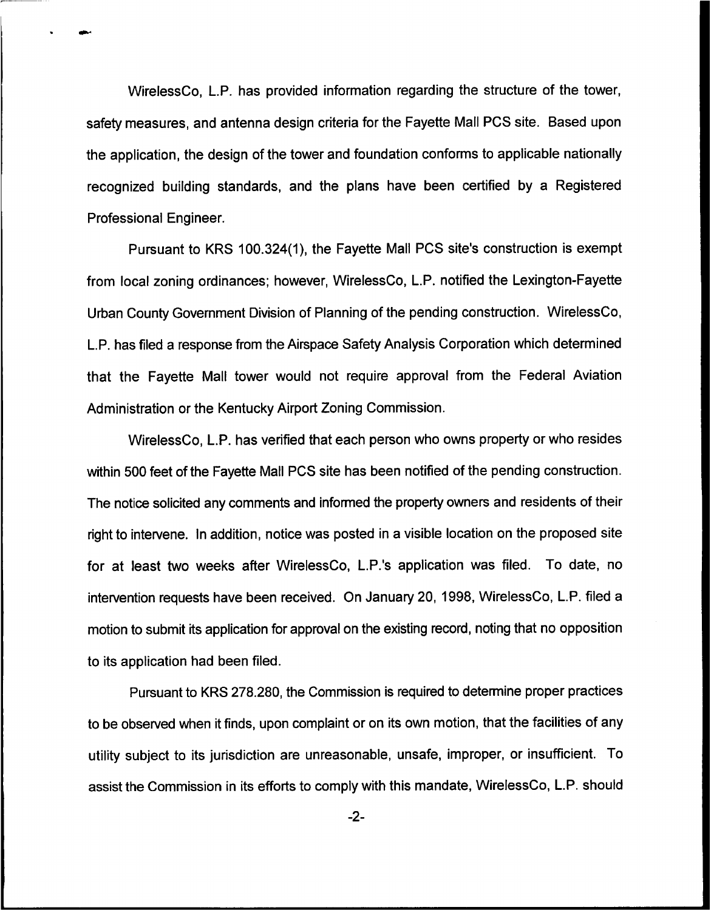WirelessCo, L.P. has provided information regarding the structure of the tower, safety measures, and antenna design criteria for the Fayette Mall PCS site. Based upon the application, the design of the tower and foundation conforms to applicable nationally recognized building standards, and the plans have been certified by a Registered Professional Engineer.

Pursuant to KRS 100.324(1), the Fayette Mall PCS site's construction is exempt from local zoning ordinances; however, WirelessCo, L.P. notified the Lexington-Fayette Urban County Government Division of Planning of the pending construction. WirelessCo, L.P. has filed a response from the Airspace Safety Analysis Corporation which determined that the Fayette Mall tower would not require approval from the Federal Aviation Administration or the Kentucky Airport Zoning Commission.

WirelessCo, L.P. has verified that each person who owns property or who resides within 500 feet of the Fayette Mall PCS site has been notified of the pending construction. The notice solicited any comments and informed the property owners and residents of their right to intervene. In addition, notice was posted in a visible location on the proposed site for at least two weeks after WirelessCo, L.P.'s application was filed. To date, no intervention requests have been received. On January 20, 1998, WirelessCo, L.P. filed a motion to submit its application for approval on the existing record, noting that no opposition to its application had been filed.

Pursuant to KRS 278.280, the Commission is required to determine proper practices to be observed when it finds, upon complaint or on its own motion, that the facilities of any utility subject to its jurisdiction are unreasonable, unsafe, improper, or insufficient. To assist the Commission in its efforts to comply with this mandate, WirelessCo, L.P. should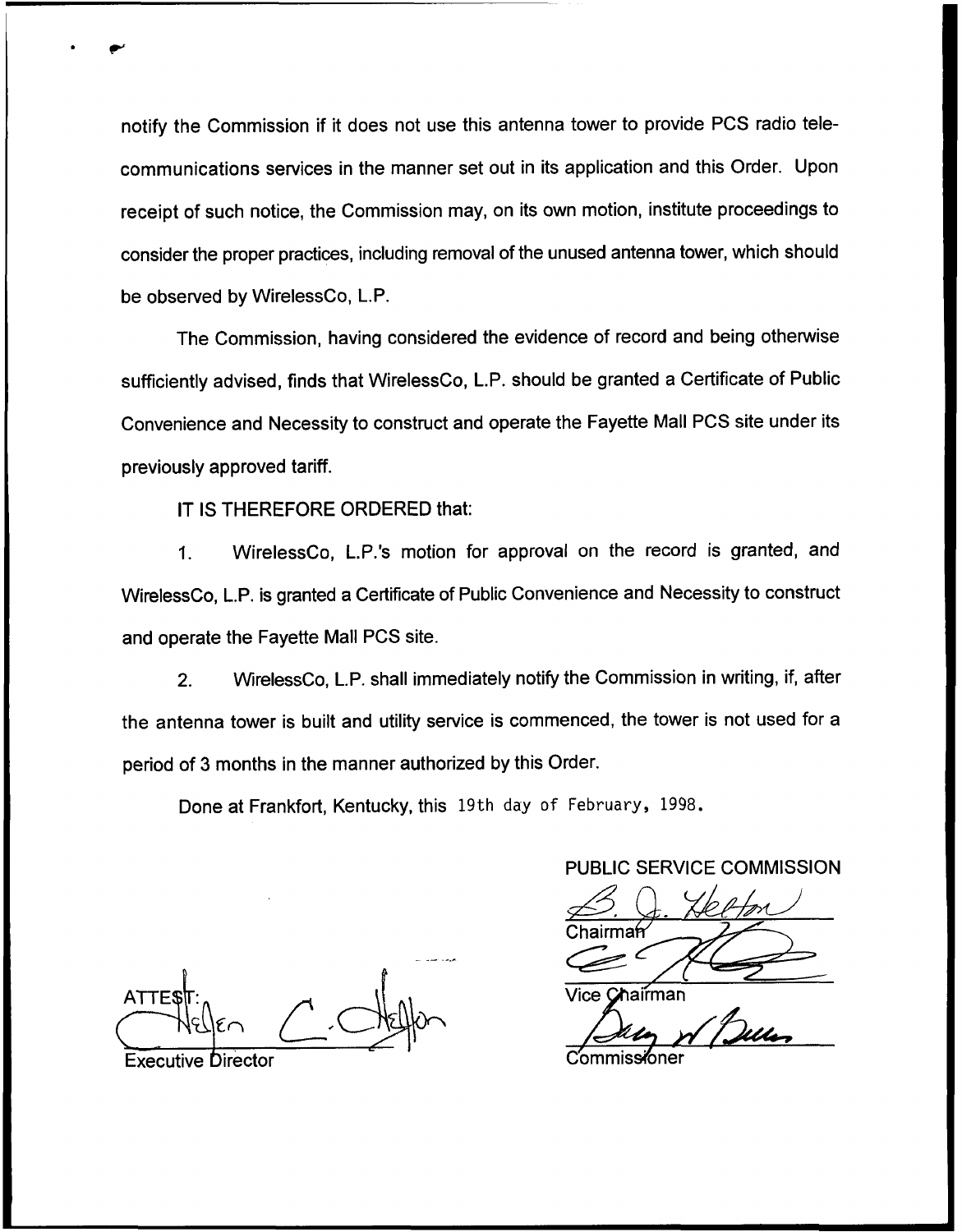notify the Commission if it does not use this antenna tower to provide PCS radio telecommunications services in the manner set out in its application and this Order. Upon receipt of such notice, the Commission may, on its own motion, institute proceedings to consider the proper practices, including removal of the unused antenna tower, which should be observed by WirelessCo, L.P.

The Commission, having considered the evidence of record and being otherwise sufficiently advised, finds that WirelessCo, L.P. should be granted a Certificate of Public Convenience and Necessity to construct and operate the Fayette Mall PCS site under its previously approved tariff.

IT IS THEREFORE ORDERED that:

1. WirelessCo, L.P.'s motion for approval on the record is granted, and WirelessCo, L.P. is granted a Certificate of Public Convenience and Necessity to construct and operate the Fayette Mall PCS site.

2. WirelessCo, L.P. shall immediately notify the Commission in writing, if, after the antenna tower is built and utility service is commenced, the tower is not used for a period of 3 months in the manner authorized by this Order.

Done at Frankfort, Kentucky, this 19th day of February, 1998.

PUBLIC SERVICE COMMISSION

Chairman

Vice Chairman

Commissioner

ATTEST:

Executive Director